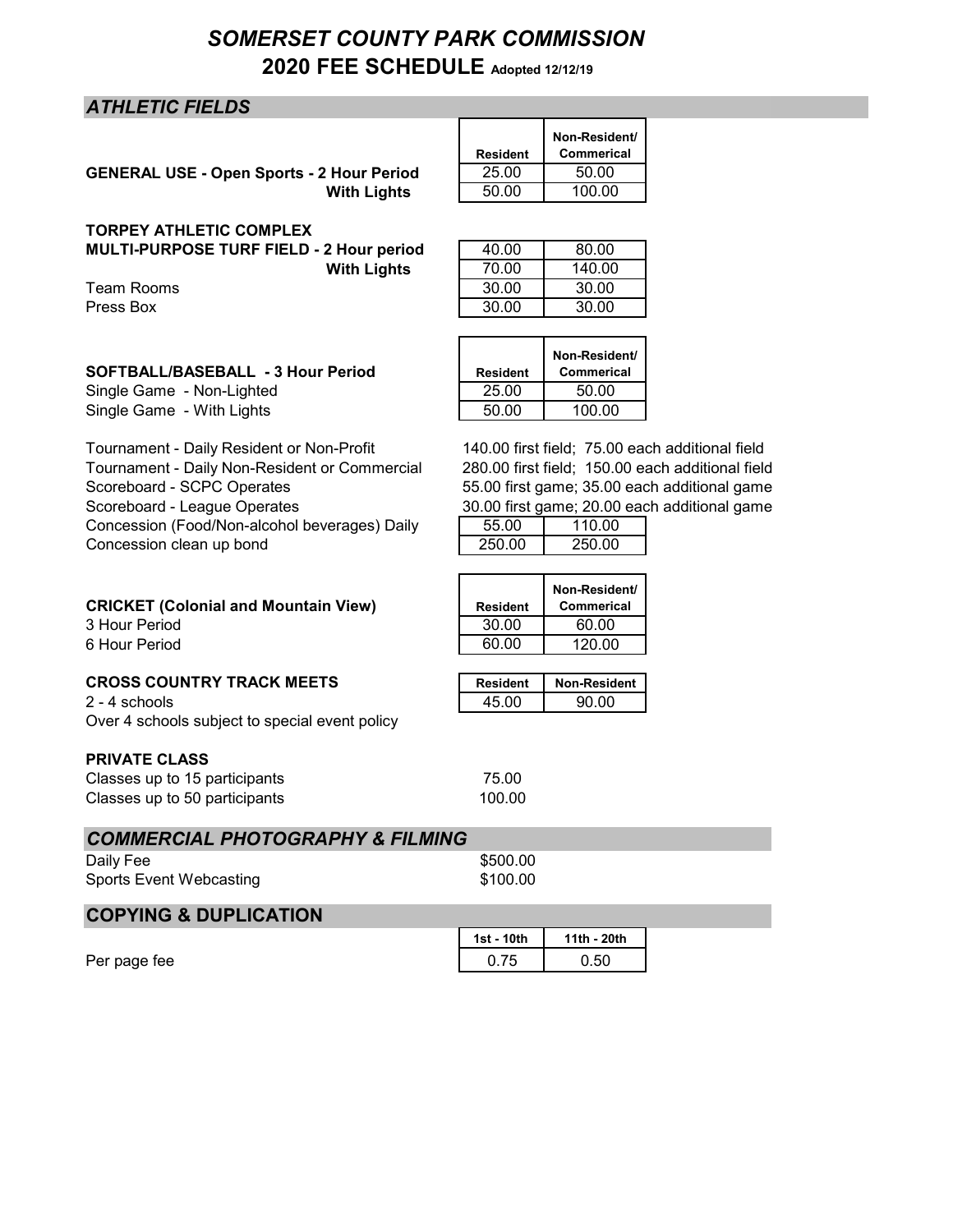# *SOMERSET COUNTY PARK COMMISSION*

## 2020 FEE SCHEDULE Adopted 12/12/19

## *ATHLETIC FIELDS*

| | Resident | Non-Resident/ Commerical |
|---|---|---|
| **GENERAL USE - Open Sports - 2 Hour Period** | 25.00 | 50.00 |
| **With Lights** | 50.00 | 100.00 |

**TORPEY ATHLETIC COMPLEX**

| | | |
|---|---|---|
| **MULTI-PURPOSE TURF FIELD - 2 Hour period** | 40.00 | 80.00 |
| **With Lights** | 70.00 | 140.00 |
| Team Rooms | 30.00 | 30.00 |
| Press Box | 30.00 | 30.00 |

| **SOFTBALL/BASEBALL - 3 Hour Period** | Resident | Non-Resident/ Commerical |
|---|---|---|
| Single Game - Non-Lighted | 25.00 | 50.00 |
| Single Game - With Lights | 50.00 | 100.00 |

Tournament - Daily Resident or Non-Profit — 140.00 first field; 75.00 each additional field
Tournament - Daily Non-Resident or Commercial — 280.00 first field; 150.00 each additional field
Scoreboard - SCPC Operates — 55.00 first game; 35.00 each additional game
Scoreboard - League Operates — 30.00 first game; 20.00 each additional game

| | | |
|---|---|---|
| Concession (Food/Non-alcohol beverages) Daily | 55.00 | 110.00 |
| Concession clean up bond | 250.00 | 250.00 |

| **CRICKET (Colonial and Mountain View)** | Resident | Non-Resident/ Commerical |
|---|---|---|
| 3 Hour Period | 30.00 | 60.00 |
| 6 Hour Period | 60.00 | 120.00 |

| **CROSS COUNTRY TRACK MEETS** | Resident | Non-Resident |
|---|---|---|
| 2 - 4 schools | 45.00 | 90.00 |

Over 4 schools subject to special event policy

**PRIVATE CLASS**

| | |
|---|---|
| Classes up to 15 participants | 75.00 |
| Classes up to 50 participants | 100.00 |

## *COMMERCIAL PHOTOGRAPHY & FILMING*

| | |
|---|---|
| Daily Fee | $500.00 |
| Sports Event Webcasting | $100.00 |

## COPYING & DUPLICATION

| | 1st - 10th | 11th - 20th |
|---|---|---|
| Per page fee | 0.75 | 0.50 |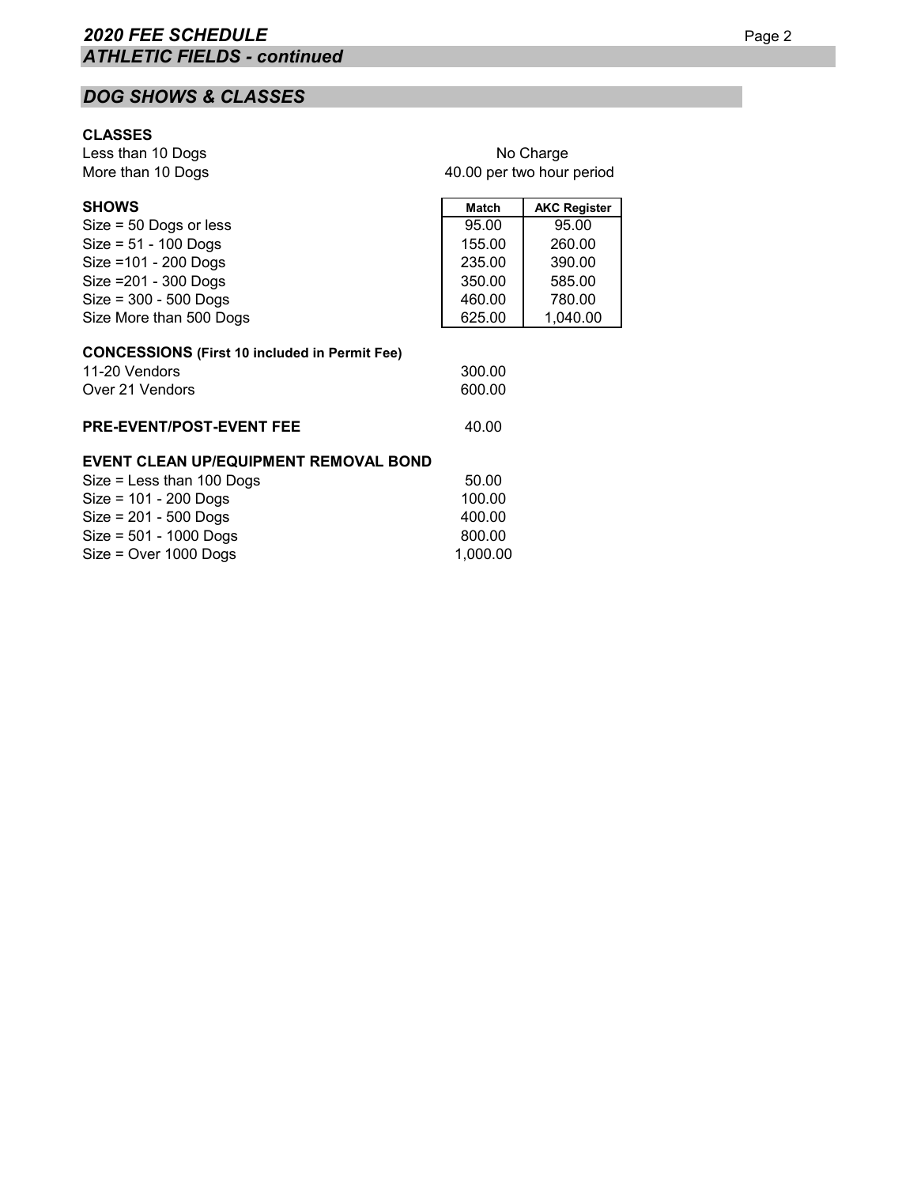## *DOG SHOWS & CLASSES*

**CLASSES**

| | |
|---|---|
| Less than 10 Dogs | No Charge |
| More than 10 Dogs | 40.00 per two hour period |

| **SHOWS** | **Match** | **AKC Register** |
|---|---|---|
| Size = 50 Dogs or less | 95.00 | 95.00 |
| Size = 51 - 100 Dogs | 155.00 | 260.00 |
| Size =101 - 200 Dogs | 235.00 | 390.00 |
| Size =201 - 300 Dogs | 350.00 | 585.00 |
| Size = 300 - 500 Dogs | 460.00 | 780.00 |
| Size More than 500 Dogs | 625.00 | 1,040.00 |

**CONCESSIONS (First 10 included in Permit Fee)**

| | |
|---|---|
| 11-20 Vendors | 300.00 |
| Over 21 Vendors | 600.00 |

**PRE-EVENT/POST-EVENT FEE** 40.00

**EVENT CLEAN UP/EQUIPMENT REMOVAL BOND**

| | |
|---|---|
| Size = Less than 100 Dogs | 50.00 |
| Size = 101 - 200 Dogs | 100.00 |
| Size = 201 - 500 Dogs | 400.00 |
| Size = 501 - 1000 Dogs | 800.00 |
| Size = Over 1000 Dogs | 1,000.00 |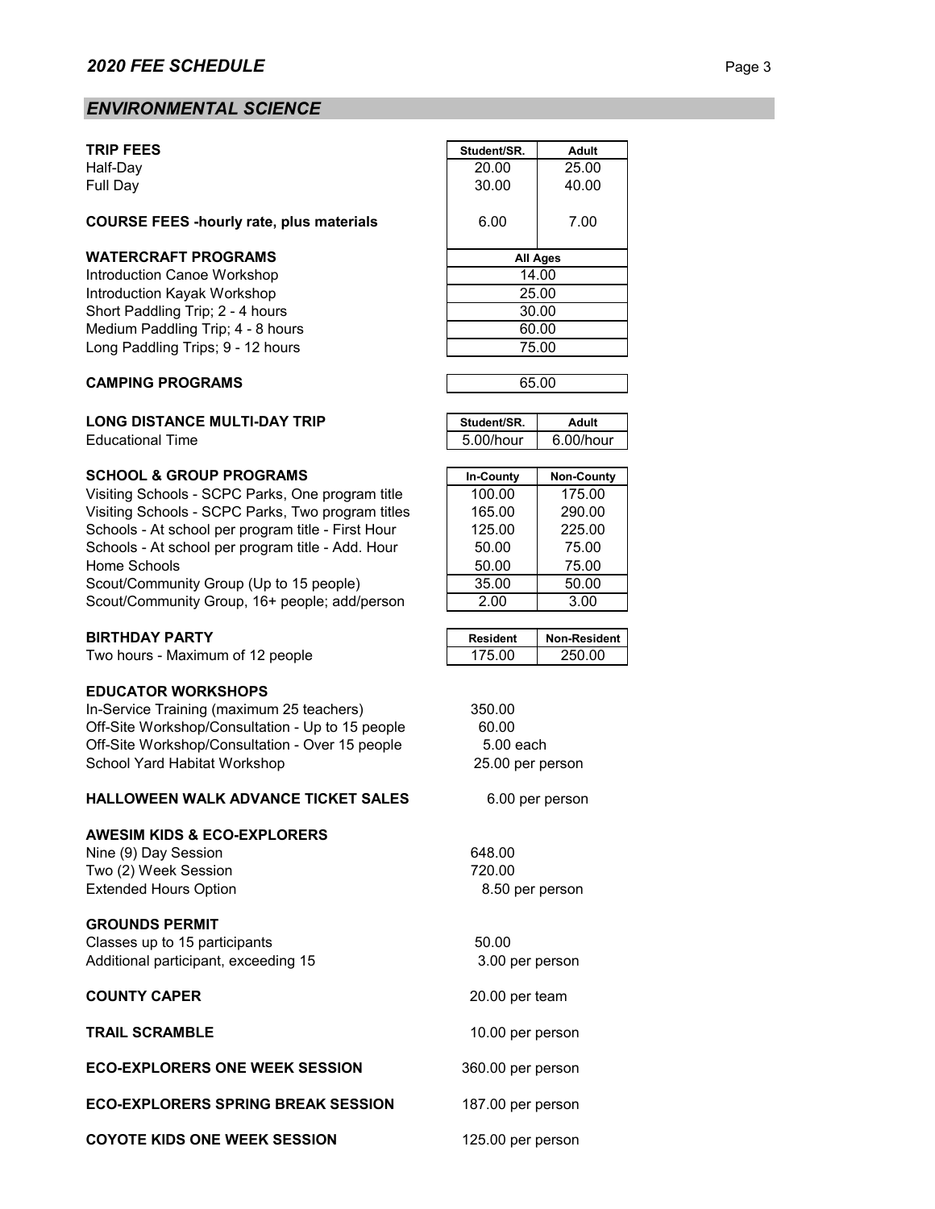## *2020 FEE SCHEDULE*

## *ENVIRONMENTAL SCIENCE*

| TRIP FEES | Student/SR. | Adult |
|---|---|---|
| Half-Day | 20.00 | 25.00 |
| Full Day | 30.00 | 40.00 |
| **COURSE FEES -hourly rate, plus materials** | 6.00 | 7.00 |

| WATERCRAFT PROGRAMS | All Ages |
|---|---|
| Introduction Canoe Workshop | 14.00 |
| Introduction Kayak Workshop | 25.00 |
| Short Paddling Trip; 2 - 4 hours | 30.00 |
| Medium Paddling Trip; 4 - 8 hours | 60.00 |
| Long Paddling Trips; 9 - 12 hours | 75.00 |

**CAMPING PROGRAMS** 65.00

| LONG DISTANCE MULTI-DAY TRIP | Student/SR. | Adult |
|---|---|---|
| Educational Time | 5.00/hour | 6.00/hour |

| SCHOOL & GROUP PROGRAMS | In-County | Non-County |
|---|---|---|
| Visiting Schools - SCPC Parks, One program title | 100.00 | 175.00 |
| Visiting Schools - SCPC Parks, Two program titles | 165.00 | 290.00 |
| Schools - At school per program title - First Hour | 125.00 | 225.00 |
| Schools - At school per program title - Add. Hour | 50.00 | 75.00 |
| Home Schools | 50.00 | 75.00 |
| Scout/Community Group (Up to 15 people) | 35.00 | 50.00 |
| Scout/Community Group, 16+ people; add/person | 2.00 | 3.00 |

| BIRTHDAY PARTY | Resident | Non-Resident |
|---|---|---|
| Two hours - Maximum of 12 people | 175.00 | 250.00 |

**EDUCATOR WORKSHOPS**

| | |
|---|---|
| In-Service Training (maximum 25 teachers) | 350.00 |
| Off-Site Workshop/Consultation - Up to 15 people | 60.00 |
| Off-Site Workshop/Consultation - Over 15 people | 5.00 each |
| School Yard Habitat Workshop | 25.00 per person |

**HALLOWEEN WALK ADVANCE TICKET SALES** 6.00 per person

**AWESIM KIDS & ECO-EXPLORERS**

| | |
|---|---|
| Nine (9) Day Session | 648.00 |
| Two (2) Week Session | 720.00 |
| Extended Hours Option | 8.50 per person |

**GROUNDS PERMIT**

| | |
|---|---|
| Classes up to 15 participants | 50.00 |
| Additional participant, exceeding 15 | 3.00 per person |

**COUNTY CAPER** 20.00 per team

**TRAIL SCRAMBLE** 10.00 per person

**ECO-EXPLORERS ONE WEEK SESSION** 360.00 per person

**ECO-EXPLORERS SPRING BREAK SESSION** 187.00 per person

**COYOTE KIDS ONE WEEK SESSION** 125.00 per person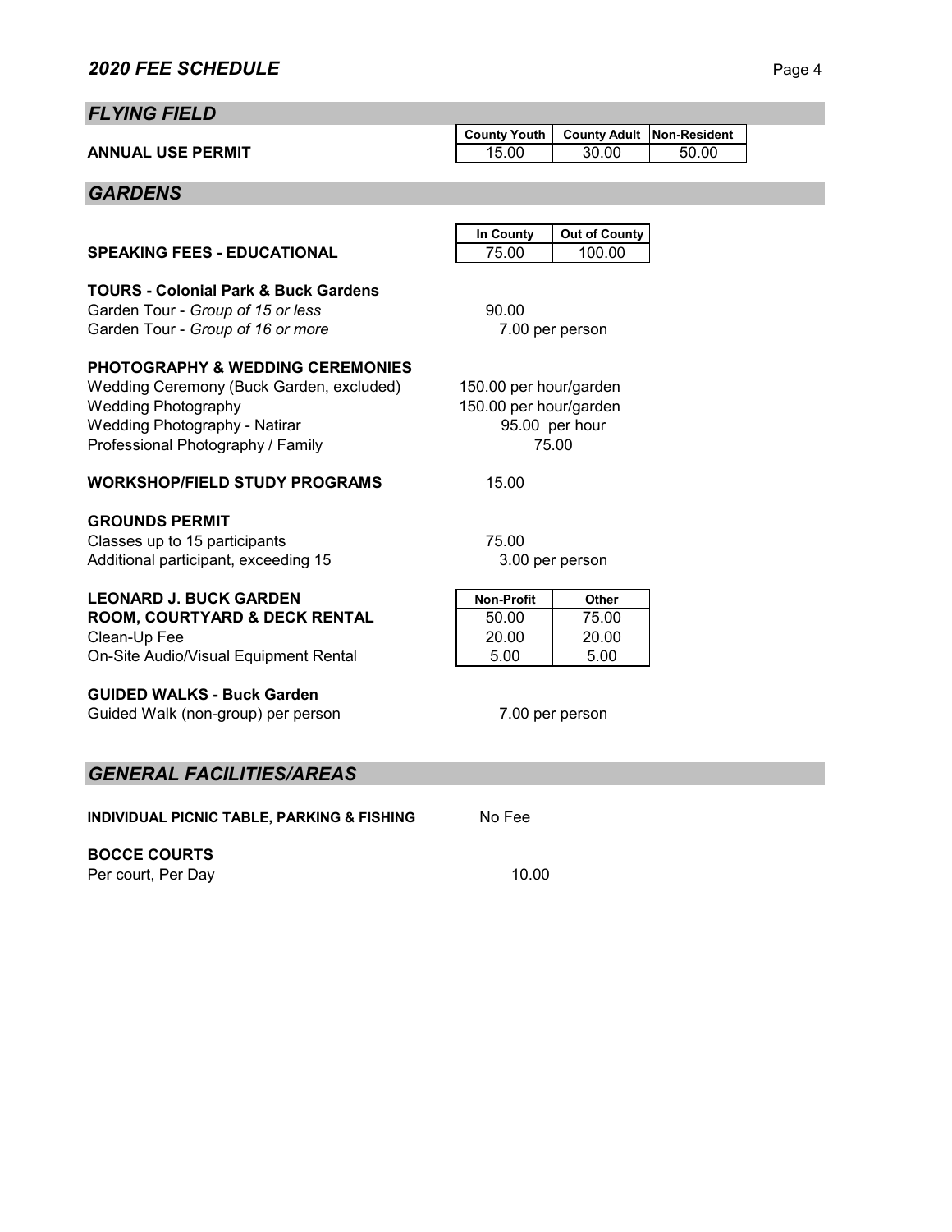## 2020 FEE SCHEDULE

### FLYING FIELD

| | County Youth | County Adult | Non-Resident |
|---|---|---|---|
| **ANNUAL USE PERMIT** | 15.00 | 30.00 | 50.00 |

### GARDENS

| | In County | Out of County |
|---|---|---|
| **SPEAKING FEES - EDUCATIONAL** | 75.00 | 100.00 |

**TOURS - Colonial Park & Buck Gardens**

| | |
|---|---|
| Garden Tour - *Group of 15 or less* | 90.00 |
| Garden Tour - *Group of 16 or more* | 7.00 per person |

**PHOTOGRAPHY & WEDDING CEREMONIES**

| | |
|---|---|
| Wedding Ceremony (Buck Garden, excluded) | 150.00 per hour/garden |
| Wedding Photography | 150.00 per hour/garden |
| Wedding Photography - Natirar | 95.00 per hour |
| Professional Photography / Family | 75.00 |

| | |
|---|---|
| **WORKSHOP/FIELD STUDY PROGRAMS** | 15.00 |

**GROUNDS PERMIT**

| | |
|---|---|
| Classes up to 15 participants | 75.00 |
| Additional participant, exceeding 15 | 3.00 per person |

| **LEONARD J. BUCK GARDEN** | Non-Profit | Other |
|---|---|---|
| **ROOM, COURTYARD & DECK RENTAL** | 50.00 | 75.00 |
| Clean-Up Fee | 20.00 | 20.00 |
| On-Site Audio/Visual Equipment Rental | 5.00 | 5.00 |

**GUIDED WALKS - Buck Garden**

| | |
|---|---|
| Guided Walk (non-group) per person | 7.00 per person |

### GENERAL FACILITIES/AREAS

| | |
|---|---|
| **INDIVIDUAL PICNIC TABLE, PARKING & FISHING** | No Fee |

**BOCCE COURTS**

| | |
|---|---|
| Per court, Per Day | 10.00 |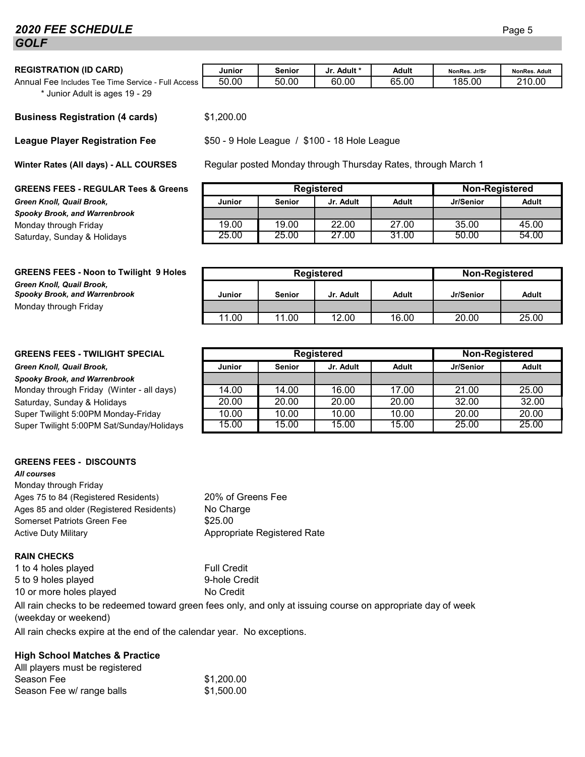## 2020 FEE SCHEDULE

## GOLF

**REGISTRATION (ID CARD)**

| | Junior | Senior | Jr. Adult * | Adult | NonRes. Jr/Sr | NonRes. Adult |
|---|---|---|---|---|---|---|
| Annual Fee Includes Tee Time Service - Full Access | 50.00 | 50.00 | 60.00 | 65.00 | 185.00 | 210.00 |

* Junior Adult is ages 19 - 29

**Business Registration (4 cards)** $1,200.00

**League Player Registration Fee** $50 - 9 Hole League / $100 - 18 Hole League

**Winter Rates (All days) - ALL COURSES** Regular posted Monday through Thursday Rates, through March 1

**GREENS FEES - REGULAR Tees & Greens**
***Green Knoll, Quail Brook, Spooky Brook, and Warrenbrook***

| | Registered | | | | Non-Registered | |
|---|---|---|---|---|---|---|
| | Junior | Senior | Jr. Adult | Adult | Jr/Senior | Adult |
| Monday through Friday | 19.00 | 19.00 | 22.00 | 27.00 | 35.00 | 45.00 |
| Saturday, Sunday & Holidays | 25.00 | 25.00 | 27.00 | 31.00 | 50.00 | 54.00 |

**GREENS FEES - Noon to Twilight 9 Holes**
***Green Knoll, Quail Brook, Spooky Brook, and Warrenbrook***

| | Registered | | | | Non-Registered | |
|---|---|---|---|---|---|---|
| | Junior | Senior | Jr. Adult | Adult | Jr/Senior | Adult |
| Monday through Friday | 11.00 | 11.00 | 12.00 | 16.00 | 20.00 | 25.00 |

**GREENS FEES - TWILIGHT SPECIAL**
***Green Knoll, Quail Brook, Spooky Brook, and Warrenbrook***

| | Registered | | | | Non-Registered | |
|---|---|---|---|---|---|---|
| | Junior | Senior | Jr. Adult | Adult | Jr/Senior | Adult |
| Monday through Friday (Winter - all days) | 14.00 | 14.00 | 16.00 | 17.00 | 21.00 | 25.00 |
| Saturday, Sunday & Holidays | 20.00 | 20.00 | 20.00 | 20.00 | 32.00 | 32.00 |
| Super Twilight 5:00PM Monday-Friday | 10.00 | 10.00 | 10.00 | 10.00 | 20.00 | 20.00 |
| Super Twilight 5:00PM Sat/Sunday/Holidays | 15.00 | 15.00 | 15.00 | 15.00 | 25.00 | 25.00 |

**GREENS FEES - DISCOUNTS**

***All courses***

Monday through Friday

| | |
|---|---|
| Ages 75 to 84 (Registered Residents) | 20% of Greens Fee |
| Ages 85 and older (Registered Residents) | No Charge |
| Somerset Patriots Green Fee | $25.00 |
| Active Duty Military | Appropriate Registered Rate |

**RAIN CHECKS**

| | |
|---|---|
| 1 to 4 holes played | Full Credit |
| 5 to 9 holes played | 9-hole Credit |
| 10 or more holes played | No Credit |

All rain checks to be redeemed toward green fees only, and only at issuing course on appropriate day of week (weekday or weekend)

All rain checks expire at the end of the calendar year. No exceptions.

**High School Matches & Practice**

Alll players must be registered

| | |
|---|---|
| Season Fee | $1,200.00 |
| Season Fee w/ range balls | $1,500.00 |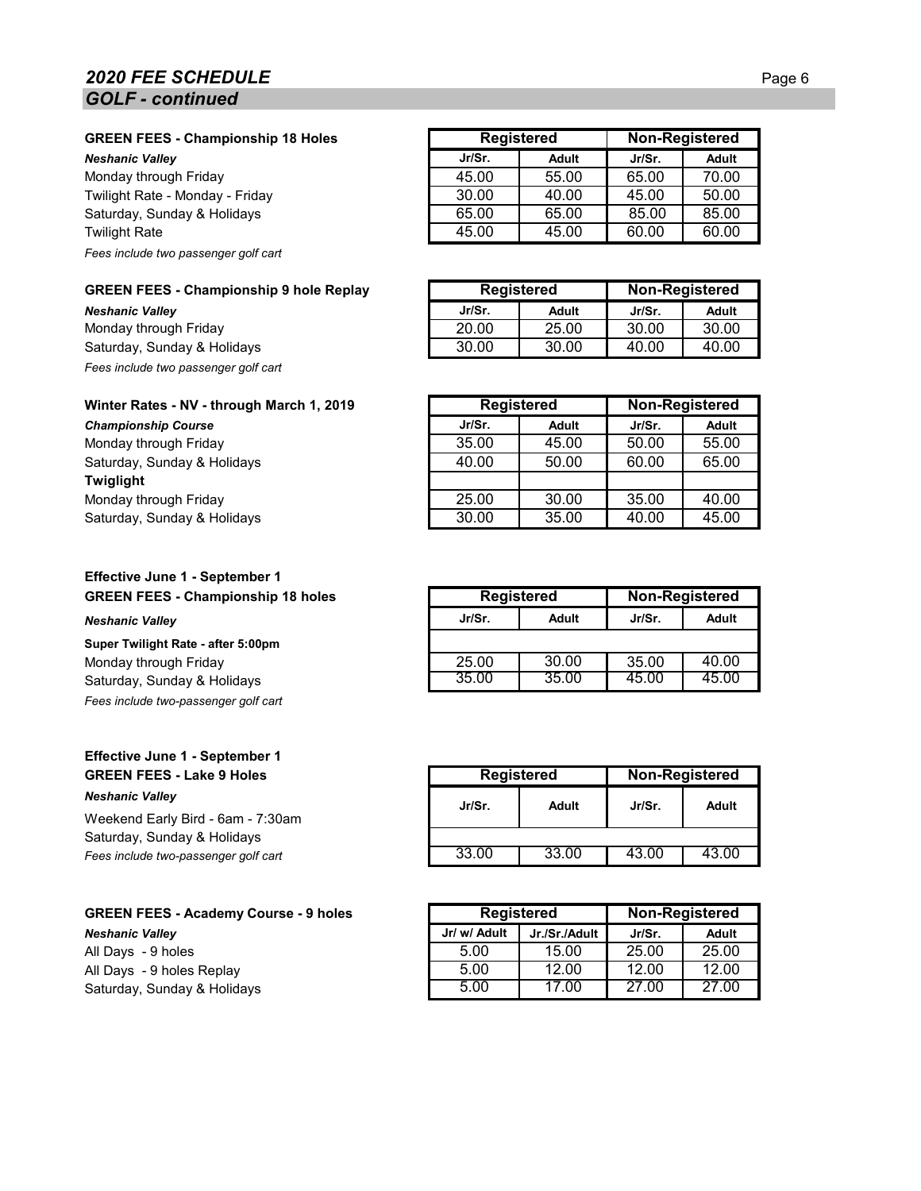## 2020 FEE SCHEDULE

### GOLF - continued

**GREEN FEES - Championship 18 Holes**

***Neshanic Valley***

| | Registered | | Non-Registered | |
|---|---|---|---|---|
| | Jr/Sr. | Adult | Jr/Sr. | Adult |
| Monday through Friday | 45.00 | 55.00 | 65.00 | 70.00 |
| Twilight Rate - Monday - Friday | 30.00 | 40.00 | 45.00 | 50.00 |
| Saturday, Sunday & Holidays | 65.00 | 65.00 | 85.00 | 85.00 |
| Twilight Rate | 45.00 | 45.00 | 60.00 | 60.00 |

*Fees include two passenger golf cart*

**GREEN FEES - Championship 9 hole Replay**

***Neshanic Valley***

| | Registered | | Non-Registered | |
|---|---|---|---|---|
| | Jr/Sr. | Adult | Jr/Sr. | Adult |
| Monday through Friday | 20.00 | 25.00 | 30.00 | 30.00 |
| Saturday, Sunday & Holidays | 30.00 | 30.00 | 40.00 | 40.00 |

*Fees include two passenger golf cart*

**Winter Rates - NV - through March 1, 2019**

***Championship Course***

| | Registered | | Non-Registered | |
|---|---|---|---|---|
| | Jr/Sr. | Adult | Jr/Sr. | Adult |
| Monday through Friday | 35.00 | 45.00 | 50.00 | 55.00 |
| Saturday, Sunday & Holidays | 40.00 | 50.00 | 60.00 | 65.00 |
| **Twiglight** | | | | |
| Monday through Friday | 25.00 | 30.00 | 35.00 | 40.00 |
| Saturday, Sunday & Holidays | 30.00 | 35.00 | 40.00 | 45.00 |

**Effective June 1 - September 1**
**GREEN FEES - Championship 18 holes**

***Neshanic Valley***

| | Registered | | Non-Registered | |
|---|---|---|---|---|
| | Jr/Sr. | Adult | Jr/Sr. | Adult |
| **Super Twilight Rate - after 5:00pm** | | | | |
| Monday through Friday | 25.00 | 30.00 | 35.00 | 40.00 |
| Saturday, Sunday & Holidays | 35.00 | 35.00 | 45.00 | 45.00 |

*Fees include two-passenger golf cart*

**Effective June 1 - September 1**
**GREEN FEES - Lake 9 Holes**

***Neshanic Valley***

| | Registered | | Non-Registered | |
|---|---|---|---|---|
| | Jr/Sr. | Adult | Jr/Sr. | Adult |
| Weekend Early Bird - 6am - 7:30am | | | | |
| Saturday, Sunday & Holidays | 33.00 | 33.00 | 43.00 | 43.00 |

*Fees include two-passenger golf cart*

**GREEN FEES - Academy Course - 9 holes**

***Neshanic Valley***

| | Registered | | Non-Registered | |
|---|---|---|---|---|
| | Jr/ w/ Adult | Jr./Sr./Adult | Jr/Sr. | Adult |
| All Days - 9 holes | 5.00 | 15.00 | 25.00 | 25.00 |
| All Days - 9 holes Replay | 5.00 | 12.00 | 12.00 | 12.00 |
| Saturday, Sunday & Holidays | 5.00 | 17.00 | 27.00 | 27.00 |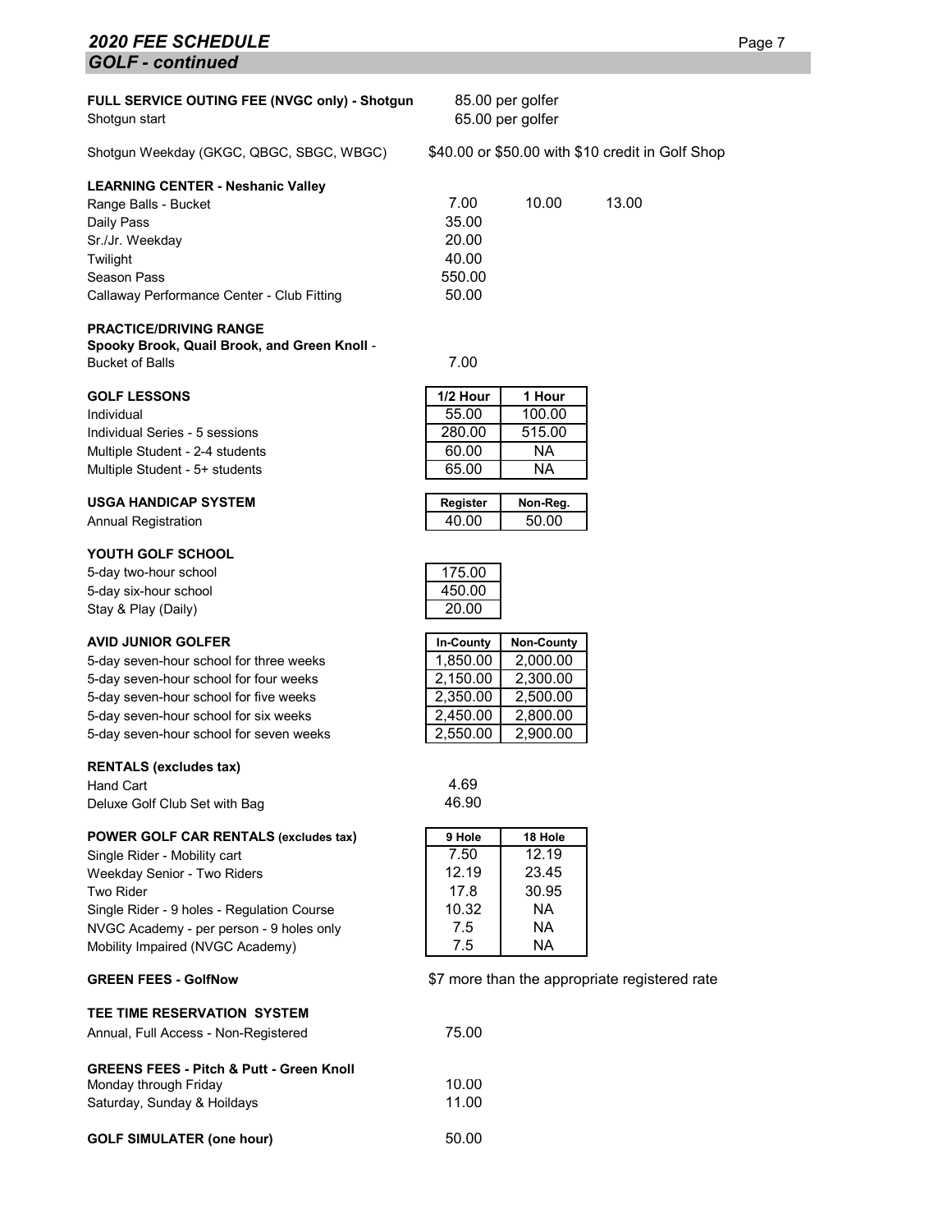## 2020 FEE SCHEDULE
### GOLF - continued

**FULL SERVICE OUTING FEE (NVGC only) - Shotgun** — 85.00 per golfer
Shotgun start — 65.00 per golfer

Shotgun Weekday (GKGC, QBGC, SBGC, WBGC) — $40.00 or $50.00 with $10 credit in Golf Shop

**LEARNING CENTER - Neshanic Valley**

| | | | |
|---|---|---|---|
| Range Balls - Bucket | 7.00 | 10.00 | 13.00 |
| Daily Pass | 35.00 | | |
| Sr./Jr. Weekday | 20.00 | | |
| Twilight | 40.00 | | |
| Season Pass | 550.00 | | |
| Callaway Performance Center - Club Fitting | 50.00 | | |

**PRACTICE/DRIVING RANGE**
**Spooky Brook, Quail Brook, and Green Knoll** -
Bucket of Balls — 7.00

| GOLF LESSONS | 1/2 Hour | 1 Hour |
|---|---|---|
| Individual | 55.00 | 100.00 |
| Individual Series - 5 sessions | 280.00 | 515.00 |
| Multiple Student - 2-4 students | 60.00 | NA |
| Multiple Student - 5+ students | 65.00 | NA |

| USGA HANDICAP SYSTEM | Register | Non-Reg. |
|---|---|---|
| Annual Registration | 40.00 | 50.00 |

| YOUTH GOLF SCHOOL | |
|---|---|
| 5-day two-hour school | 175.00 |
| 5-day six-hour school | 450.00 |
| Stay & Play (Daily) | 20.00 |

| AVID JUNIOR GOLFER | In-County | Non-County |
|---|---|---|
| 5-day seven-hour school for three weeks | 1,850.00 | 2,000.00 |
| 5-day seven-hour school for four weeks | 2,150.00 | 2,300.00 |
| 5-day seven-hour school for five weeks | 2,350.00 | 2,500.00 |
| 5-day seven-hour school for six weeks | 2,450.00 | 2,800.00 |
| 5-day seven-hour school for seven weeks | 2,550.00 | 2,900.00 |

**RENTALS (excludes tax)**

| | |
|---|---|
| Hand Cart | 4.69 |
| Deluxe Golf Club Set with Bag | 46.90 |

| POWER GOLF CAR RENTALS (excludes tax) | 9 Hole | 18 Hole |
|---|---|---|
| Single Rider - Mobility cart | 7.50 | 12.19 |
| Weekday Senior - Two Riders | 12.19 | 23.45 |
| Two Rider | 17.8 | 30.95 |
| Single Rider - 9 holes - Regulation Course | 10.32 | NA |
| NVGC Academy - per person - 9 holes only | 7.5 | NA |
| Mobility Impaired (NVGC Academy) | 7.5 | NA |

**GREEN FEES - GolfNow** — $7 more than the appropriate registered rate

**TEE TIME RESERVATION SYSTEM**
Annual, Full Access - Non-Registered — 75.00

**GREENS FEES - Pitch & Putt - Green Knoll**

| | |
|---|---|
| Monday through Friday | 10.00 |
| Saturday, Sunday & Hoildays | 11.00 |

**GOLF SIMULATER (one hour)** — 50.00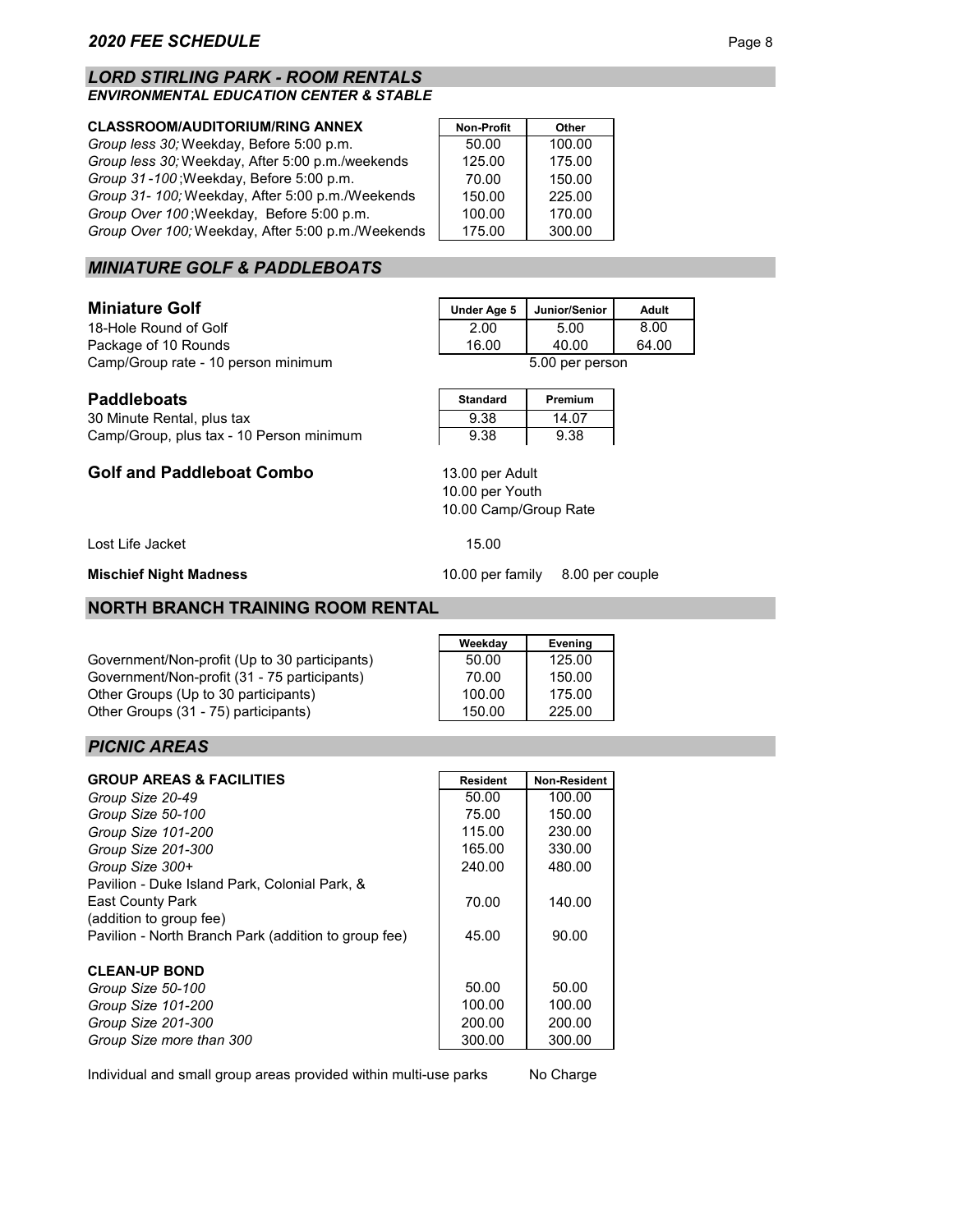## *2020 FEE SCHEDULE*

## *LORD STIRLING PARK - ROOM RENTALS*

### *ENVIRONMENTAL EDUCATION CENTER & STABLE*

| CLASSROOM/AUDITORIUM/RING ANNEX | Non-Profit | Other |
|---|---|---|
| *Group less 30;* Weekday, Before 5:00 p.m. | 50.00 | 100.00 |
| *Group less 30;* Weekday, After 5:00 p.m./weekends | 125.00 | 175.00 |
| *Group 31-100*; Weekday, Before 5:00 p.m. | 70.00 | 150.00 |
| *Group 31- 100;* Weekday, After 5:00 p.m./Weekends | 150.00 | 225.00 |
| *Group Over 100*; Weekday, Before 5:00 p.m. | 100.00 | 170.00 |
| *Group Over 100;* Weekday, After 5:00 p.m./Weekends | 175.00 | 300.00 |

## *MINIATURE GOLF & PADDLEBOATS*

| Miniature Golf | Under Age 5 | Junior/Senior | Adult |
|---|---|---|---|
| 18-Hole Round of Golf | 2.00 | 5.00 | 8.00 |
| Package of 10 Rounds | 16.00 | 40.00 | 64.00 |
| Camp/Group rate - 10 person minimum | | 5.00 per person | |

| Paddleboats | Standard | Premium |
|---|---|---|
| 30 Minute Rental, plus tax | 9.38 | 14.07 |
| Camp/Group, plus tax - 10 Person minimum | 9.38 | 9.38 |

**Golf and Paddleboat Combo**
13.00 per Adult
10.00 per Youth
10.00 Camp/Group Rate

Lost Life Jacket 15.00

**Mischief Night Madness** 10.00 per family 8.00 per couple

## NORTH BRANCH TRAINING ROOM RENTAL

| | Weekday | Evening |
|---|---|---|
| Government/Non-profit (Up to 30 participants) | 50.00 | 125.00 |
| Government/Non-profit (31 - 75 participants) | 70.00 | 150.00 |
| Other Groups (Up to 30 participants) | 100.00 | 175.00 |
| Other Groups (31 - 75) participants) | 150.00 | 225.00 |

## *PICNIC AREAS*

| GROUP AREAS & FACILITIES | Resident | Non-Resident |
|---|---|---|
| *Group Size 20-49* | 50.00 | 100.00 |
| *Group Size 50-100* | 75.00 | 150.00 |
| *Group Size 101-200* | 115.00 | 230.00 |
| *Group Size 201-300* | 165.00 | 330.00 |
| *Group Size 300+* | 240.00 | 480.00 |
| Pavilion - Duke Island Park, Colonial Park, & East County Park (addition to group fee) | 70.00 | 140.00 |
| Pavilion - North Branch Park (addition to group fee) | 45.00 | 90.00 |
| **CLEAN-UP BOND** | | |
| *Group Size 50-100* | 50.00 | 50.00 |
| *Group Size 101-200* | 100.00 | 100.00 |
| *Group Size 201-300* | 200.00 | 200.00 |
| *Group Size more than 300* | 300.00 | 300.00 |

Individual and small group areas provided within multi-use parks No Charge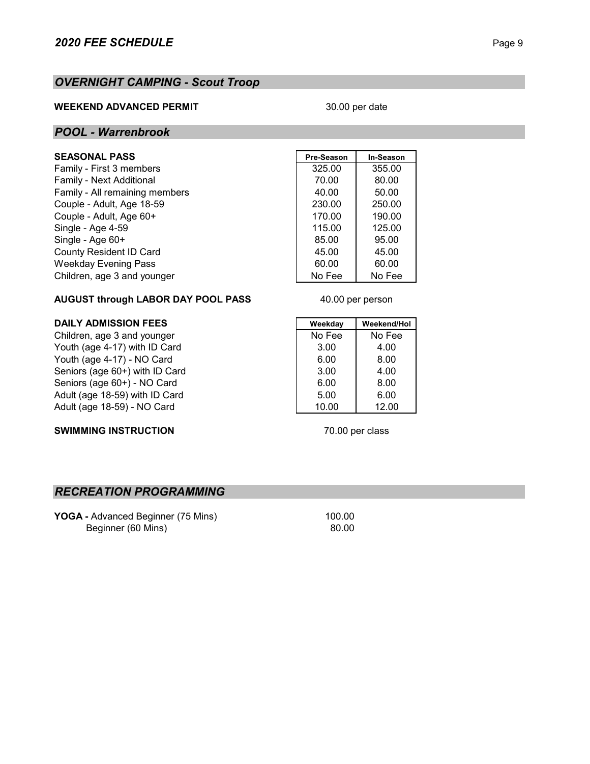## *2020 FEE SCHEDULE*

## *OVERNIGHT CAMPING - Scout Troop*

**WEEKEND ADVANCED PERMIT** — 30.00 per date

## *POOL - Warrenbrook*

| SEASONAL PASS | Pre-Season | In-Season |
|---|---|---|
| Family - First 3 members | 325.00 | 355.00 |
| Family - Next Additional | 70.00 | 80.00 |
| Family - All remaining members | 40.00 | 50.00 |
| Couple - Adult, Age 18-59 | 230.00 | 250.00 |
| Couple - Adult, Age 60+ | 170.00 | 190.00 |
| Single - Age 4-59 | 115.00 | 125.00 |
| Single - Age 60+ | 85.00 | 95.00 |
| County Resident ID Card | 45.00 | 45.00 |
| Weekday Evening Pass | 60.00 | 60.00 |
| Children, age 3 and younger | No Fee | No Fee |

**AUGUST through LABOR DAY POOL PASS** — 40.00 per person

| DAILY ADMISSION FEES | Weekday | Weekend/Hol |
|---|---|---|
| Children, age 3 and younger | No Fee | No Fee |
| Youth (age 4-17) with ID Card | 3.00 | 4.00 |
| Youth (age 4-17) - NO Card | 6.00 | 8.00 |
| Seniors (age 60+) with ID Card | 3.00 | 4.00 |
| Seniors (age 60+) - NO Card | 6.00 | 8.00 |
| Adult (age 18-59) with ID Card | 5.00 | 6.00 |
| Adult (age 18-59) - NO Card | 10.00 | 12.00 |

**SWIMMING INSTRUCTION** — 70.00 per class

## *RECREATION PROGRAMMING*

**YOGA -** Advanced Beginner (75 Mins) — 100.00
Beginner (60 Mins) — 80.00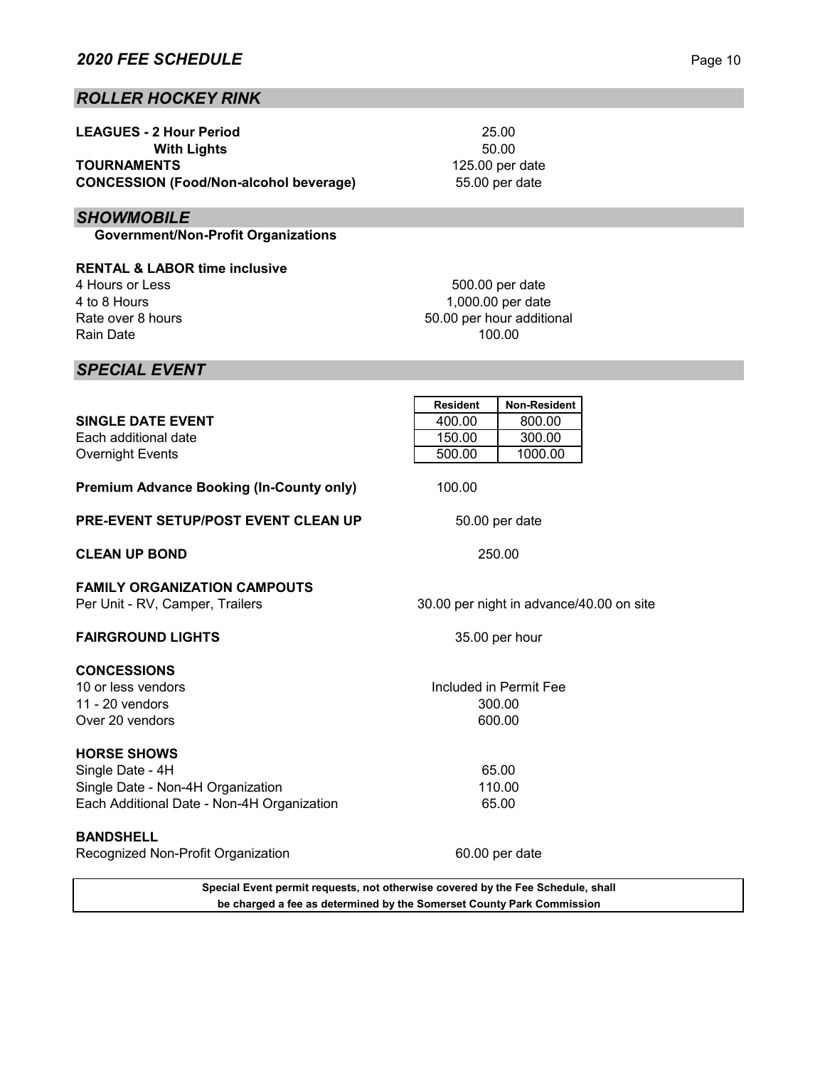## *2020 FEE SCHEDULE*

## *ROLLER HOCKEY RINK*

| | |
|---|---|
| **LEAGUES - 2 Hour Period** | 25.00 |
| **With Lights** | 50.00 |
| **TOURNAMENTS** | 125.00 per date |
| **CONCESSION (Food/Non-alcohol beverage)** | 55.00 per date |

## *SHOWMOBILE*

**Government/Non-Profit Organizations**

**RENTAL & LABOR time inclusive**

| | |
|---|---|
| 4 Hours or Less | 500.00 per date |
| 4 to 8 Hours | 1,000.00 per date |
| Rate over 8 hours | 50.00 per hour additional |
| Rain Date | 100.00 |

## *SPECIAL EVENT*

| | Resident | Non-Resident |
|---|---|---|
| **SINGLE DATE EVENT** | 400.00 | 800.00 |
| Each additional date | 150.00 | 300.00 |
| Overnight Events | 500.00 | 1000.00 |

| | |
|---|---|
| **Premium Advance Booking (In-County only)** | 100.00 |
| **PRE-EVENT SETUP/POST EVENT CLEAN UP** | 50.00 per date |
| **CLEAN UP BOND** | 250.00 |

**FAMILY ORGANIZATION CAMPOUTS**

| | |
|---|---|
| Per Unit - RV, Camper, Trailers | 30.00 per night in advance/40.00 on site |

| | |
|---|---|
| **FAIRGROUND LIGHTS** | 35.00 per hour |

**CONCESSIONS**

| | |
|---|---|
| 10 or less vendors | Included in Permit Fee |
| 11 - 20 vendors | 300.00 |
| Over 20 vendors | 600.00 |

**HORSE SHOWS**

| | |
|---|---|
| Single Date - 4H | 65.00 |
| Single Date - Non-4H Organization | 110.00 |
| Each Additional Date - Non-4H Organization | 65.00 |

**BANDSHELL**

| | |
|---|---|
| Recognized Non-Profit Organization | 60.00 per date |

**Special Event permit requests, not otherwise covered by the Fee Schedule, shall be charged a fee as determined by the Somerset County Park Commission**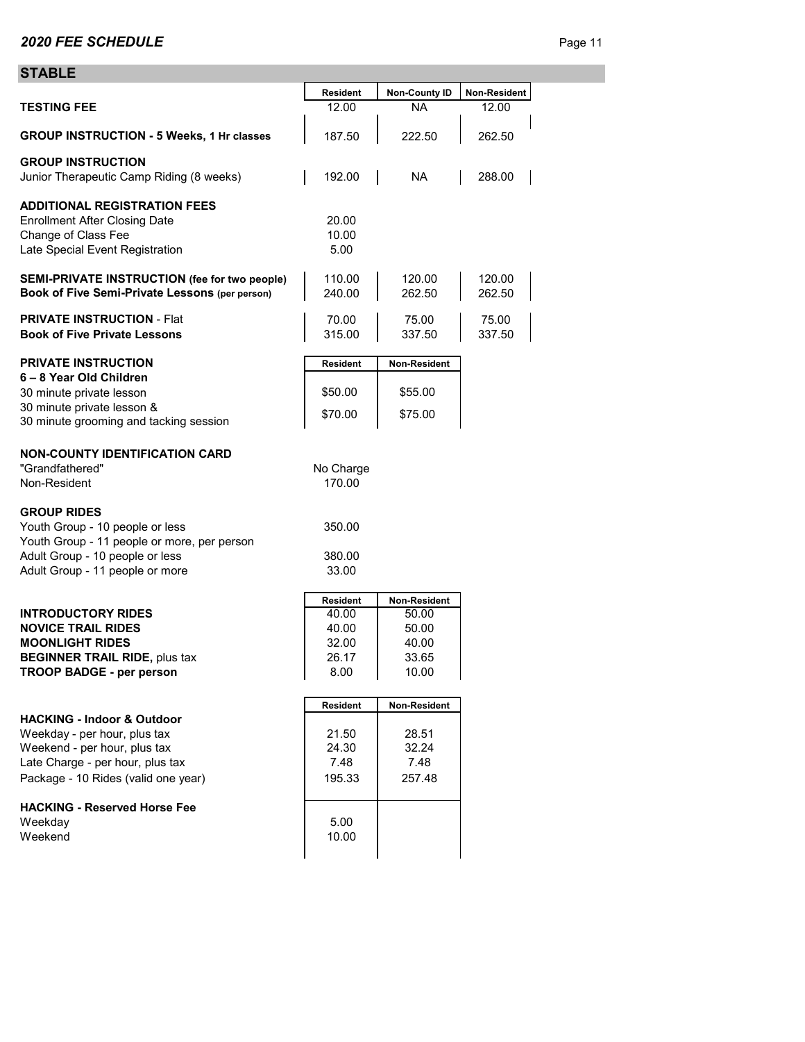## STABLE

| | Resident | Non-County ID | Non-Resident |
|---|---|---|---|
| **TESTING FEE** | 12.00 | NA | 12.00 |
| **GROUP INSTRUCTION - 5 Weeks, 1 Hr classes** | 187.50 | 222.50 | 262.50 |
| **GROUP INSTRUCTION** | | | |
| Junior Therapeutic Camp Riding (8 weeks) | 192.00 | NA | 288.00 |
| **ADDITIONAL REGISTRATION FEES** | | | |
| Enrollment After Closing Date | 20.00 | | |
| Change of Class Fee | 10.00 | | |
| Late Special Event Registration | 5.00 | | |
| **SEMI-PRIVATE INSTRUCTION (fee for two people)** | 110.00 | 120.00 | 120.00 |
| **Book of Five Semi-Private Lessons (per person)** | 240.00 | 262.50 | 262.50 |
| **PRIVATE INSTRUCTION** - Flat | 70.00 | 75.00 | 75.00 |
| **Book of Five Private Lessons** | 315.00 | 337.50 | 337.50 |

| **PRIVATE INSTRUCTION** | Resident | Non-Resident |
|---|---|---|
| **6 – 8 Year Old Children** | | |
| 30 minute private lesson | $50.00 | $55.00 |
| 30 minute private lesson & 30 minute grooming and tacking session | $70.00 | $75.00 |

**NON-COUNTY IDENTIFICATION CARD**

| | |
|---|---|
| "Grandfathered" | No Charge |
| Non-Resident | 170.00 |

**GROUP RIDES**

| | |
|---|---|
| Youth Group - 10 people or less | 350.00 |
| Youth Group - 11 people or more, per person | |
| Adult Group - 10 people or less | 380.00 |
| Adult Group - 11 people or more | 33.00 |

| | Resident | Non-Resident |
|---|---|---|
| **INTRODUCTORY RIDES** | 40.00 | 50.00 |
| **NOVICE TRAIL RIDES** | 40.00 | 50.00 |
| **MOONLIGHT RIDES** | 32.00 | 40.00 |
| **BEGINNER TRAIL RIDE,** plus tax | 26.17 | 33.65 |
| **TROOP BADGE - per person** | 8.00 | 10.00 |

| | Resident | Non-Resident |
|---|---|---|
| **HACKING - Indoor & Outdoor** | | |
| Weekday - per hour, plus tax | 21.50 | 28.51 |
| Weekend - per hour, plus tax | 24.30 | 32.24 |
| Late Charge - per hour, plus tax | 7.48 | 7.48 |
| Package - 10 Rides (valid one year) | 195.33 | 257.48 |
| **HACKING - Reserved Horse Fee** | | |
| Weekday | 5.00 | |
| Weekend | 10.00 | |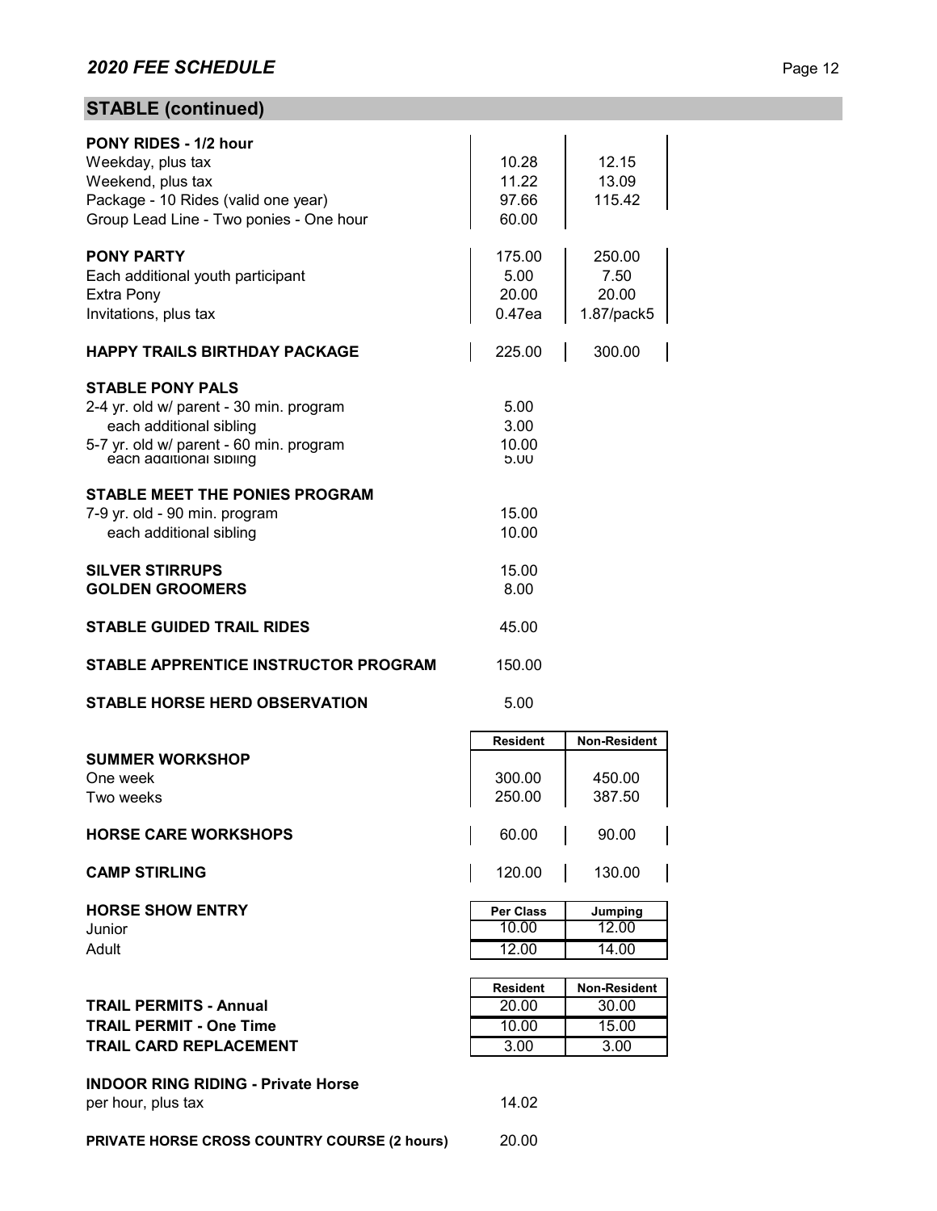## STABLE (continued)

| | | |
|---|---|---|
| **PONY RIDES - 1/2 hour** | | |
| Weekday, plus tax | 10.28 | 12.15 |
| Weekend, plus tax | 11.22 | 13.09 |
| Package - 10 Rides (valid one year) | 97.66 | 115.42 |
| Group Lead Line - Two ponies - One hour | 60.00 | |
| **PONY PARTY** | 175.00 | 250.00 |
| Each additional youth participant | 5.00 | 7.50 |
| Extra Pony | 20.00 | 20.00 |
| Invitations, plus tax | 0.47ea | 1.87/pack5 |
| **HAPPY TRAILS BIRTHDAY PACKAGE** | 225.00 | 300.00 |
| **STABLE PONY PALS** | | |
| 2-4 yr. old w/ parent - 30 min. program | 5.00 | |
| each additional sibling | 3.00 | |
| 5-7 yr. old w/ parent - 60 min. program | 10.00 | |
| each additional sibling | 5.00 | |
| **STABLE MEET THE PONIES PROGRAM** | | |
| 7-9 yr. old - 90 min. program | 15.00 | |
| each additional sibling | 10.00 | |
| **SILVER STIRRUPS** | 15.00 | |
| **GOLDEN GROOMERS** | 8.00 | |
| **STABLE GUIDED TRAIL RIDES** | 45.00 | |
| **STABLE APPRENTICE INSTRUCTOR PROGRAM** | 150.00 | |
| **STABLE HORSE HERD OBSERVATION** | 5.00 | |

| | Resident | Non-Resident |
|---|---|---|
| **SUMMER WORKSHOP** | | |
| One week | 300.00 | 450.00 |
| Two weeks | 250.00 | 387.50 |
| **HORSE CARE WORKSHOPS** | 60.00 | 90.00 |
| **CAMP STIRLING** | 120.00 | 130.00 |

| **HORSE SHOW ENTRY** | Per Class | Jumping |
|---|---|---|
| Junior | 10.00 | 12.00 |
| Adult | 12.00 | 14.00 |

| | Resident | Non-Resident |
|---|---|---|
| **TRAIL PERMITS - Annual** | 20.00 | 30.00 |
| **TRAIL PERMIT - One Time** | 10.00 | 15.00 |
| **TRAIL CARD REPLACEMENT** | 3.00 | 3.00 |

| | |
|---|---|
| **INDOOR RING RIDING - Private Horse** | |
| per hour, plus tax | 14.02 |
| **PRIVATE HORSE CROSS COUNTRY COURSE (2 hours)** | 20.00 |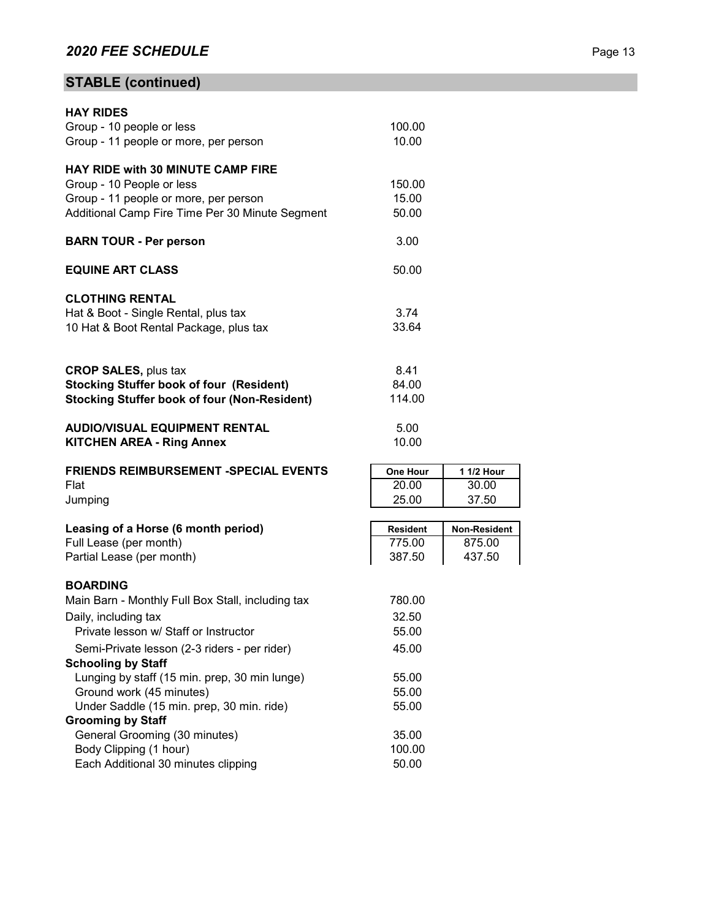## STABLE (continued)

**HAY RIDES**

| | |
|---|---|
| Group - 10 people or less | 100.00 |
| Group - 11 people or more, per person | 10.00 |

**HAY RIDE with 30 MINUTE CAMP FIRE**

| | |
|---|---|
| Group - 10 People or less | 150.00 |
| Group - 11 people or more, per person | 15.00 |
| Additional Camp Fire Time Per 30 Minute Segment | 50.00 |

| | |
|---|---|
| **BARN TOUR - Per person** | 3.00 |
| **EQUINE ART CLASS** | 50.00 |

**CLOTHING RENTAL**

| | |
|---|---|
| Hat & Boot - Single Rental, plus tax | 3.74 |
| 10 Hat & Boot Rental Package, plus tax | 33.64 |

| | |
|---|---|
| **CROP SALES,** plus tax | 8.41 |
| **Stocking Stuffer book of four (Resident)** | 84.00 |
| **Stocking Stuffer book of four (Non-Resident)** | 114.00 |

| | |
|---|---|
| **AUDIO/VISUAL EQUIPMENT RENTAL** | 5.00 |
| **KITCHEN AREA - Ring Annex** | 10.00 |

| **FRIENDS REIMBURSEMENT -SPECIAL EVENTS** | One Hour | 1 1/2 Hour |
|---|---|---|
| Flat | 20.00 | 30.00 |
| Jumping | 25.00 | 37.50 |

| **Leasing of a Horse (6 month period)** | Resident | Non-Resident |
|---|---|---|
| Full Lease (per month) | 775.00 | 875.00 |
| Partial Lease (per month) | 387.50 | 437.50 |

**BOARDING**

| | |
|---|---|
| Main Barn - Monthly Full Box Stall, including tax | 780.00 |
| Daily, including tax | 32.50 |
| Private lesson w/ Staff or Instructor | 55.00 |
| Semi-Private lesson (2-3 riders - per rider) | 45.00 |
| **Schooling by Staff** | |
| Lunging by staff (15 min. prep, 30 min lunge) | 55.00 |
| Ground work (45 minutes) | 55.00 |
| Under Saddle (15 min. prep, 30 min. ride) | 55.00 |
| **Grooming by Staff** | |
| General Grooming (30 minutes) | 35.00 |
| Body Clipping (1 hour) | 100.00 |
| Each Additional 30 minutes clipping | 50.00 |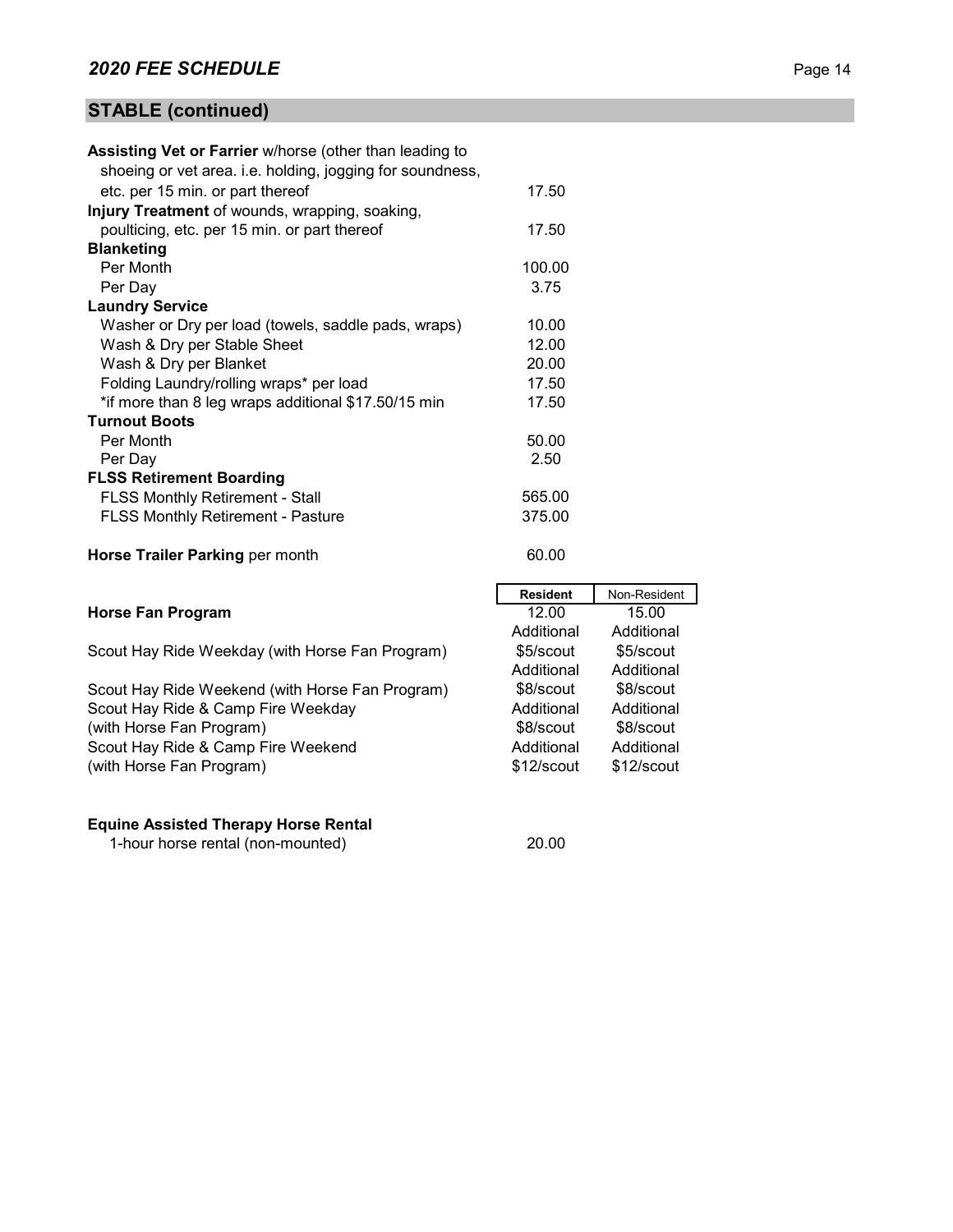## STABLE (continued)

| | |
|---|---|
| **Assisting Vet or Farrier** w/horse (other than leading to shoeing or vet area. i.e. holding, jogging for soundness, etc. per 15 min. or part thereof | 17.50 |
| **Injury Treatment** of wounds, wrapping, soaking, poulticing, etc. per 15 min. or part thereof | 17.50 |
| **Blanketing** | |
| Per Month | 100.00 |
| Per Day | 3.75 |
| **Laundry Service** | |
| Washer or Dry per load (towels, saddle pads, wraps) | 10.00 |
| Wash & Dry per Stable Sheet | 12.00 |
| Wash & Dry per Blanket | 20.00 |
| Folding Laundry/rolling wraps* per load | 17.50 |
| *if more than 8 leg wraps additional $17.50/15 min | 17.50 |
| **Turnout Boots** | |
| Per Month | 50.00 |
| Per Day | 2.50 |
| **FLSS Retirement Boarding** | |
| FLSS Monthly Retirement - Stall | 565.00 |
| FLSS Monthly Retirement - Pasture | 375.00 |
| **Horse Trailer Parking** per month | 60.00 |

| | **Resident** | Non-Resident |
|---|---|---|
| **Horse Fan Program** | 12.00 | 15.00 |
| Scout Hay Ride Weekday (with Horse Fan Program) | Additional $5/scout | Additional $5/scout |
| Scout Hay Ride Weekend (with Horse Fan Program) | Additional $8/scout | Additional $8/scout |
| Scout Hay Ride & Camp Fire Weekday (with Horse Fan Program) | Additional $8/scout | Additional $8/scout |
| Scout Hay Ride & Camp Fire Weekend (with Horse Fan Program) | Additional $12/scout | Additional $12/scout |

| | |
|---|---|
| **Equine Assisted Therapy Horse Rental** | |
| 1-hour horse rental (non-mounted) | 20.00 |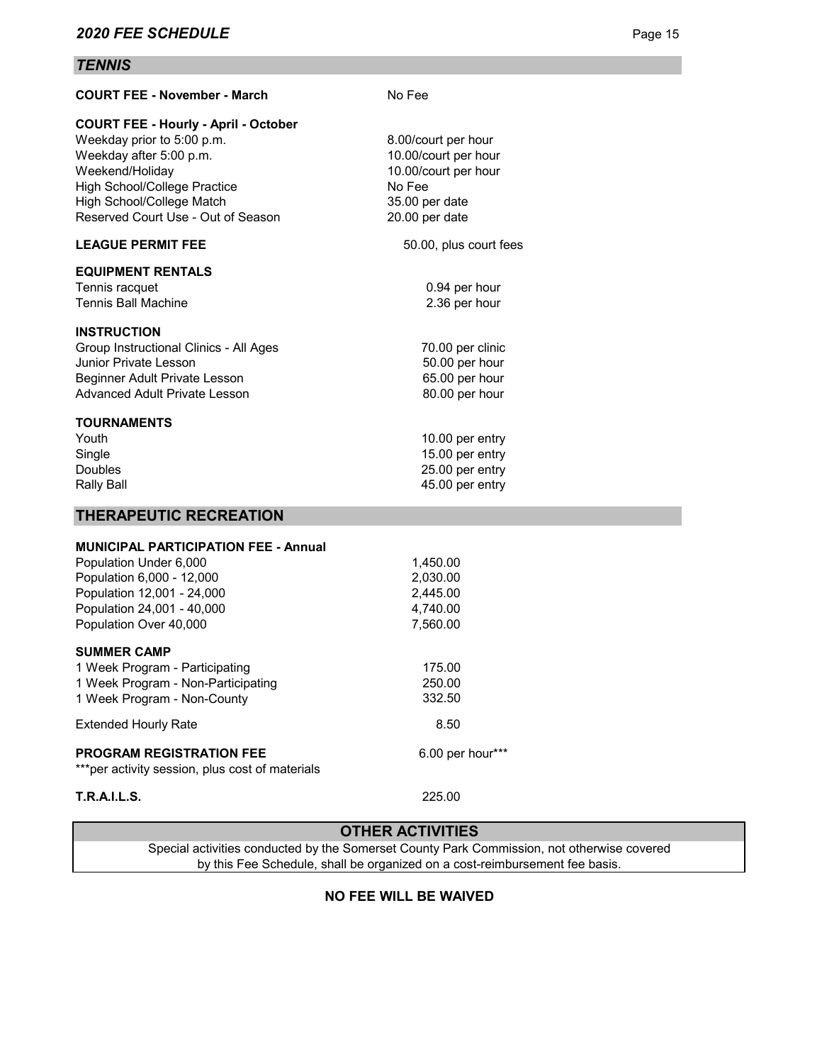## *TENNIS*

| | |
|---|---|
| **COURT FEE - November - March** | No Fee |
| **COURT FEE - Hourly - April - October** | |
| Weekday prior to 5:00 p.m. | 8.00/court per hour |
| Weekday after 5:00 p.m. | 10.00/court per hour |
| Weekend/Holiday | 10.00/court per hour |
| High School/College Practice | No Fee |
| High School/College Match | 35.00 per date |
| Reserved Court Use - Out of Season | 20.00 per date |
| **LEAGUE PERMIT FEE** | 50.00, plus court fees |
| **EQUIPMENT RENTALS** | |
| Tennis racquet | 0.94 per hour |
| Tennis Ball Machine | 2.36 per hour |
| **INSTRUCTION** | |
| Group Instructional Clinics - All Ages | 70.00 per clinic |
| Junior Private Lesson | 50.00 per hour |
| Beginner Adult Private Lesson | 65.00 per hour |
| Advanced Adult Private Lesson | 80.00 per hour |
| **TOURNAMENTS** | |
| Youth | 10.00 per entry |
| Single | 15.00 per entry |
| Doubles | 25.00 per entry |
| Rally Ball | 45.00 per entry |

## THERAPEUTIC RECREATION

| | |
|---|---|
| **MUNICIPAL PARTICIPATION FEE - Annual** | |
| Population Under 6,000 | 1,450.00 |
| Population 6,000 - 12,000 | 2,030.00 |
| Population 12,001 - 24,000 | 2,445.00 |
| Population 24,001 - 40,000 | 4,740.00 |
| Population Over 40,000 | 7,560.00 |
| **SUMMER CAMP** | |
| 1 Week Program - Participating | 175.00 |
| 1 Week Program - Non-Participating | 250.00 |
| 1 Week Program - Non-County | 332.50 |
| Extended Hourly Rate | 8.50 |
| **PROGRAM REGISTRATION FEE** | 6.00 per hour*** |
| ***per activity session, plus cost of materials | |
| **T.R.A.I.L.S.** | 225.00 |

## OTHER ACTIVITIES

Special activities conducted by the Somerset County Park Commission, not otherwise covered by this Fee Schedule, shall be organized on a cost-reimbursement fee basis.

**NO FEE WILL BE WAIVED**